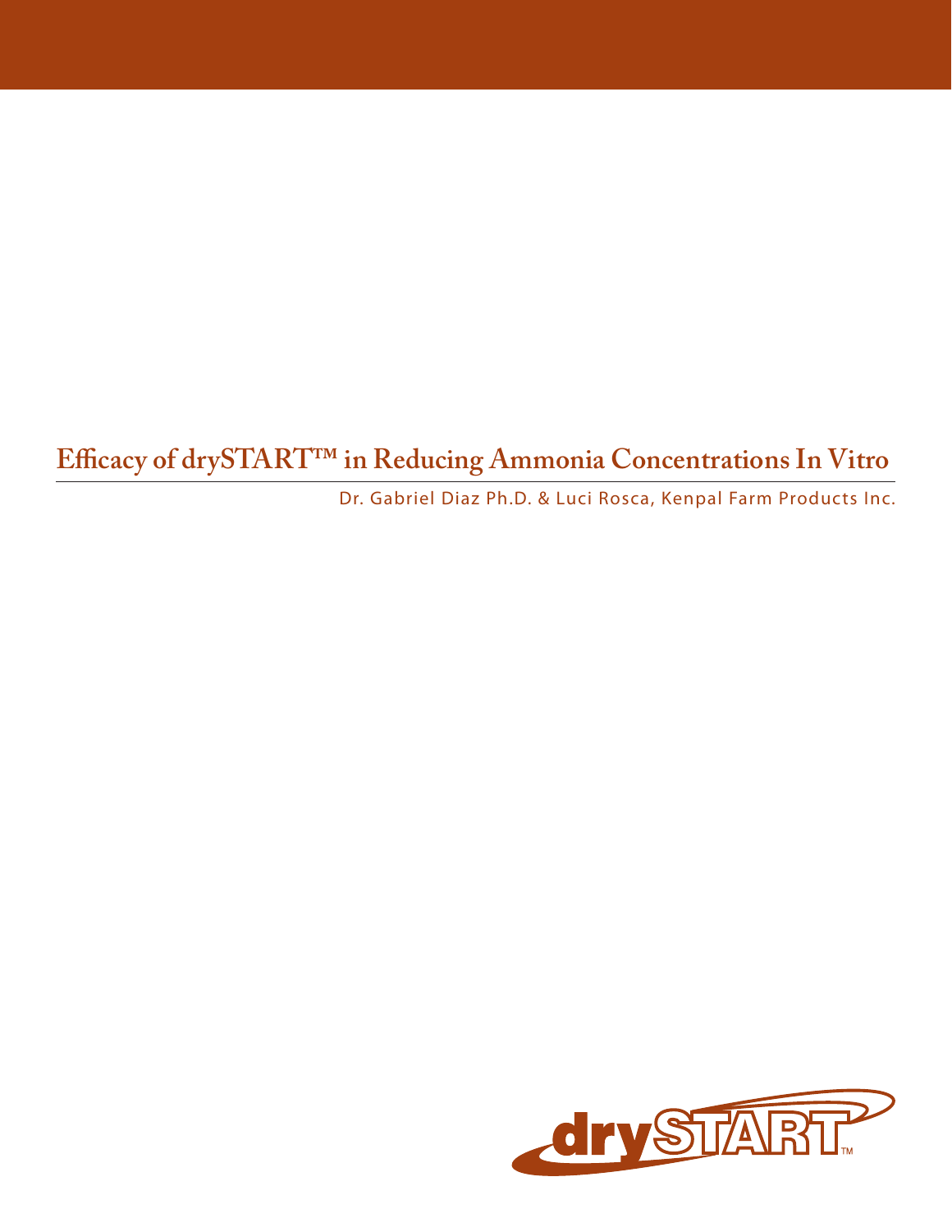# Efficacy of drySTART™ in Reducing Ammonia Concentrations In Vitro

Dr. Gabriel Diaz Ph.D. & Luci Rosca, Kenpal Farm Products Inc.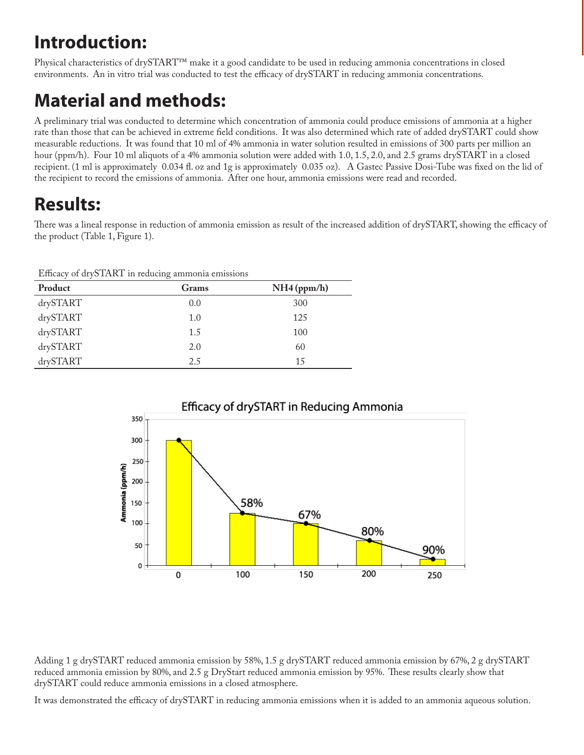# Introduction:

Physical characteristics of drySTART™ make it a good candidate to be used in reducing ammonia concentrations in closed environments. An in vitro trial was conducted to test the efficacy of drySTART in reducing ammonia concentrations.

# Material and methods:

A preliminary trial was conducted to determine which concentration of ammonia could produce emissions of ammonia at a higher rate than those that can be achieved in extreme field conditions. It was also determined which rate of added drySTART could show measurable reductions. It was found that 10 ml of 4% ammonia in water solution resulted in emissions of 300 parts per million an hour (ppm/h). Four 10 ml aliquots of a 4% ammonia solution were added with 1.0, 1.5, 2.0, and 2.5 grams drySTART in a closed recipient. (1 ml is approximately 0.034 fl. oz and 1g is approximately 0.035 oz). A Gastec Passive Dosi-Tube was fixed on the lid of the recipient to record the emissions of ammonia. After one hour, ammonia emissions were read and recorded.

# Results:

There was a lineal response in reduction of ammonia emission as result of the increased addition of drySTART, showing the efficacy of the product (Table 1, Figure 1).

Efficacy of drySTART in reducing ammonia emissions

| Product | Grams | NH4 (ppm/h) |
|---|---|---|
| drySTART | 0.0 | 300 |
| drySTART | 1.0 | 125 |
| drySTART | 1.5 | 100 |
| drySTART | 2.0 | 60 |
| drySTART | 2.5 | 15 |

Efficacy of drySTART in Reducing Ammonia

Adding 1 g drySTART reduced ammonia emission by 58%, 1.5 g drySTART reduced ammonia emission by 67%, 2 g drySTART reduced ammonia emission by 80%, and 2.5 g DryStart reduced ammonia emission by 95%. These results clearly show that drySTART could reduce ammonia emissions in a closed atmosphere.

It was demonstrated the efficacy of drySTART in reducing ammonia emissions when it is added to an ammonia aqueous solution.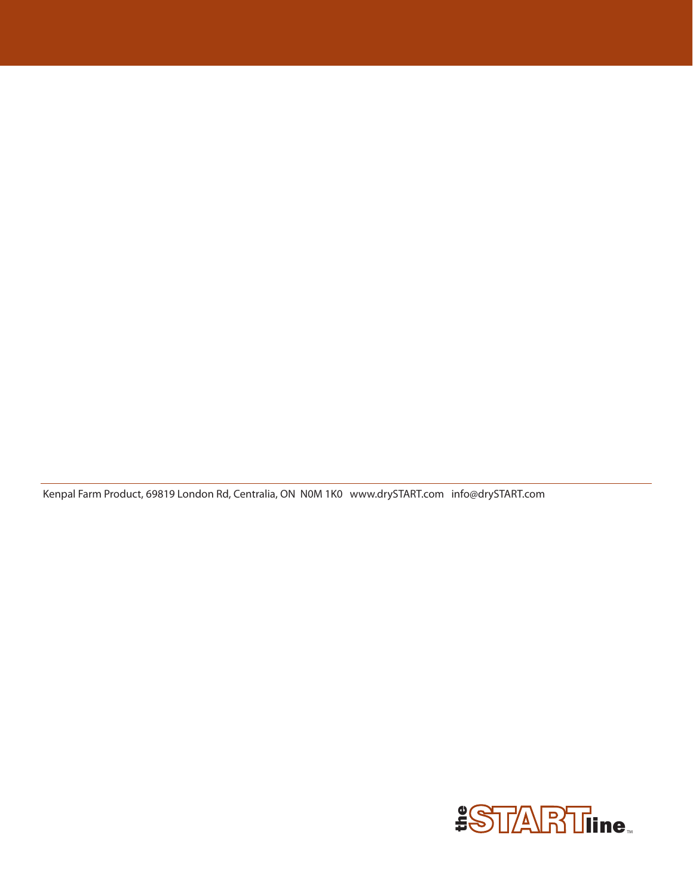Kenpal Farm Product, 69819 London Rd, Centralia, ON  N0M 1K0   www.drySTART.com   info@drySTART.com

the START line ™